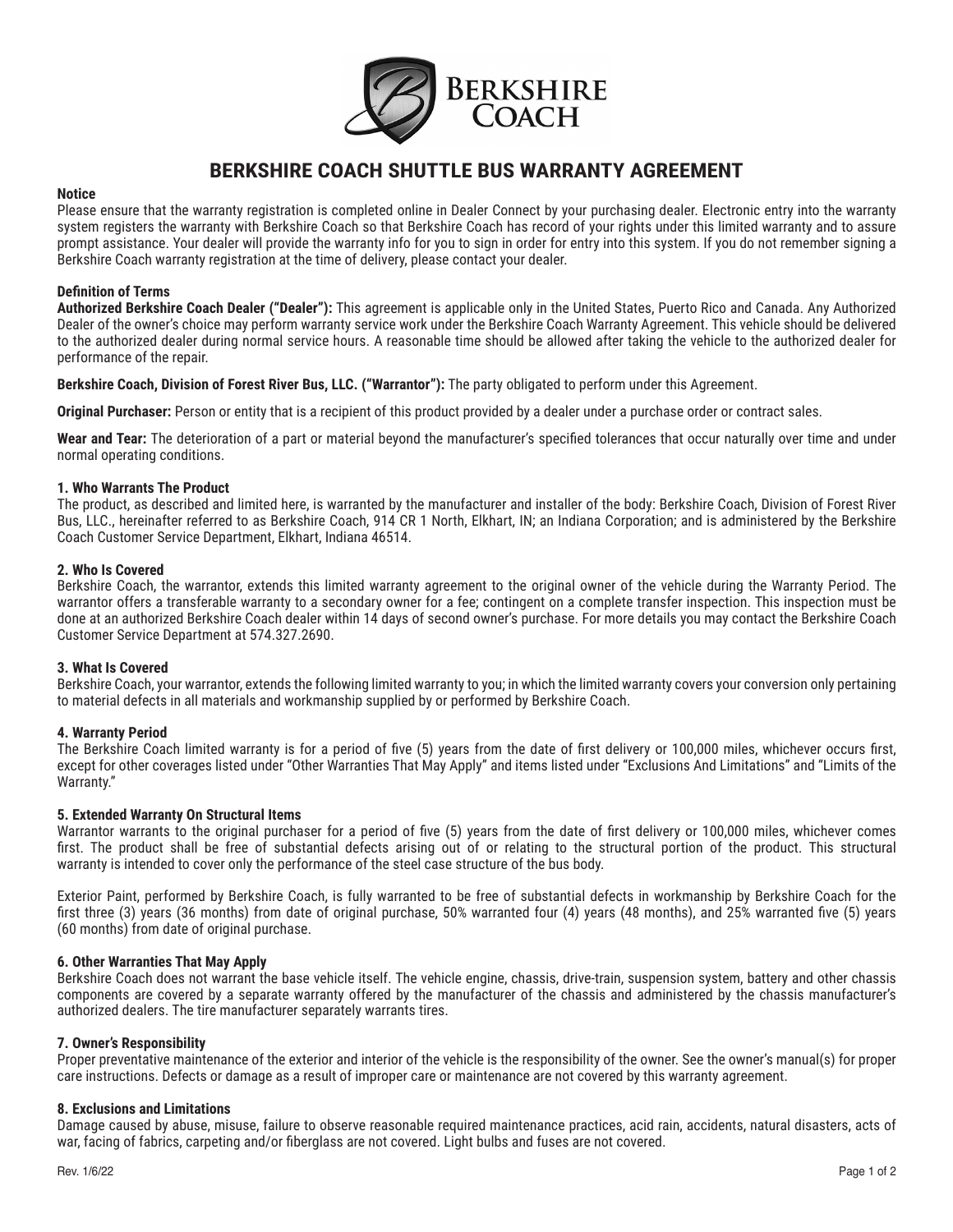# BERKSHIRE COACH SHUTTLE BUS WARRANTY AGREEMENT

**Notice**

Please ensure that the warranty registration is completed online in Dealer Connect by your purchasing dealer. Electronic entry into the warranty system registers the warranty with Berkshire Coach so that Berkshire Coach has record of your rights under this limited warranty and to assure prompt assistance. Your dealer will provide the warranty info for you to sign in order for entry into this system. If you do not remember signing a Berkshire Coach warranty registration at the time of delivery, please contact your dealer.

**Definition of Terms**

**Authorized Berkshire Coach Dealer ("Dealer"):** This agreement is applicable only in the United States, Puerto Rico and Canada. Any Authorized Dealer of the owner's choice may perform warranty service work under the Berkshire Coach Warranty Agreement. This vehicle should be delivered to the authorized dealer during normal service hours. A reasonable time should be allowed after taking the vehicle to the authorized dealer for performance of the repair.

**Berkshire Coach, Division of Forest River Bus, LLC. ("Warrantor"):** The party obligated to perform under this Agreement.

**Original Purchaser:** Person or entity that is a recipient of this product provided by a dealer under a purchase order or contract sales.

**Wear and Tear:** The deterioration of a part or material beyond the manufacturer's specified tolerances that occur naturally over time and under normal operating conditions.

**1. Who Warrants The Product**

The product, as described and limited here, is warranted by the manufacturer and installer of the body: Berkshire Coach, Division of Forest River Bus, LLC., hereinafter referred to as Berkshire Coach, 914 CR 1 North, Elkhart, IN; an Indiana Corporation; and is administered by the Berkshire Coach Customer Service Department, Elkhart, Indiana 46514.

**2. Who Is Covered**

Berkshire Coach, the warrantor, extends this limited warranty agreement to the original owner of the vehicle during the Warranty Period. The warrantor offers a transferable warranty to a secondary owner for a fee; contingent on a complete transfer inspection. This inspection must be done at an authorized Berkshire Coach dealer within 14 days of second owner's purchase. For more details you may contact the Berkshire Coach Customer Service Department at 574.327.2690.

**3. What Is Covered**

Berkshire Coach, your warrantor, extends the following limited warranty to you; in which the limited warranty covers your conversion only pertaining to material defects in all materials and workmanship supplied by or performed by Berkshire Coach.

**4. Warranty Period**

The Berkshire Coach limited warranty is for a period of five (5) years from the date of first delivery or 100,000 miles, whichever occurs first, except for other coverages listed under "Other Warranties That May Apply" and items listed under "Exclusions And Limitations" and "Limits of the Warranty."

**5. Extended Warranty On Structural Items**

Warrantor warrants to the original purchaser for a period of five (5) years from the date of first delivery or 100,000 miles, whichever comes first. The product shall be free of substantial defects arising out of or relating to the structural portion of the product. This structural warranty is intended to cover only the performance of the steel case structure of the bus body.

Exterior Paint, performed by Berkshire Coach, is fully warranted to be free of substantial defects in workmanship by Berkshire Coach for the first three (3) years (36 months) from date of original purchase, 50% warranted four (4) years (48 months), and 25% warranted five (5) years (60 months) from date of original purchase.

**6. Other Warranties That May Apply**

Berkshire Coach does not warrant the base vehicle itself. The vehicle engine, chassis, drive-train, suspension system, battery and other chassis components are covered by a separate warranty offered by the manufacturer of the chassis and administered by the chassis manufacturer's authorized dealers. The tire manufacturer separately warrants tires.

**7. Owner's Responsibility**

Proper preventative maintenance of the exterior and interior of the vehicle is the responsibility of the owner. See the owner's manual(s) for proper care instructions. Defects or damage as a result of improper care or maintenance are not covered by this warranty agreement.

**8. Exclusions and Limitations**

Damage caused by abuse, misuse, failure to observe reasonable required maintenance practices, acid rain, accidents, natural disasters, acts of war, facing of fabrics, carpeting and/or fiberglass are not covered. Light bulbs and fuses are not covered.

Rev. 1/6/22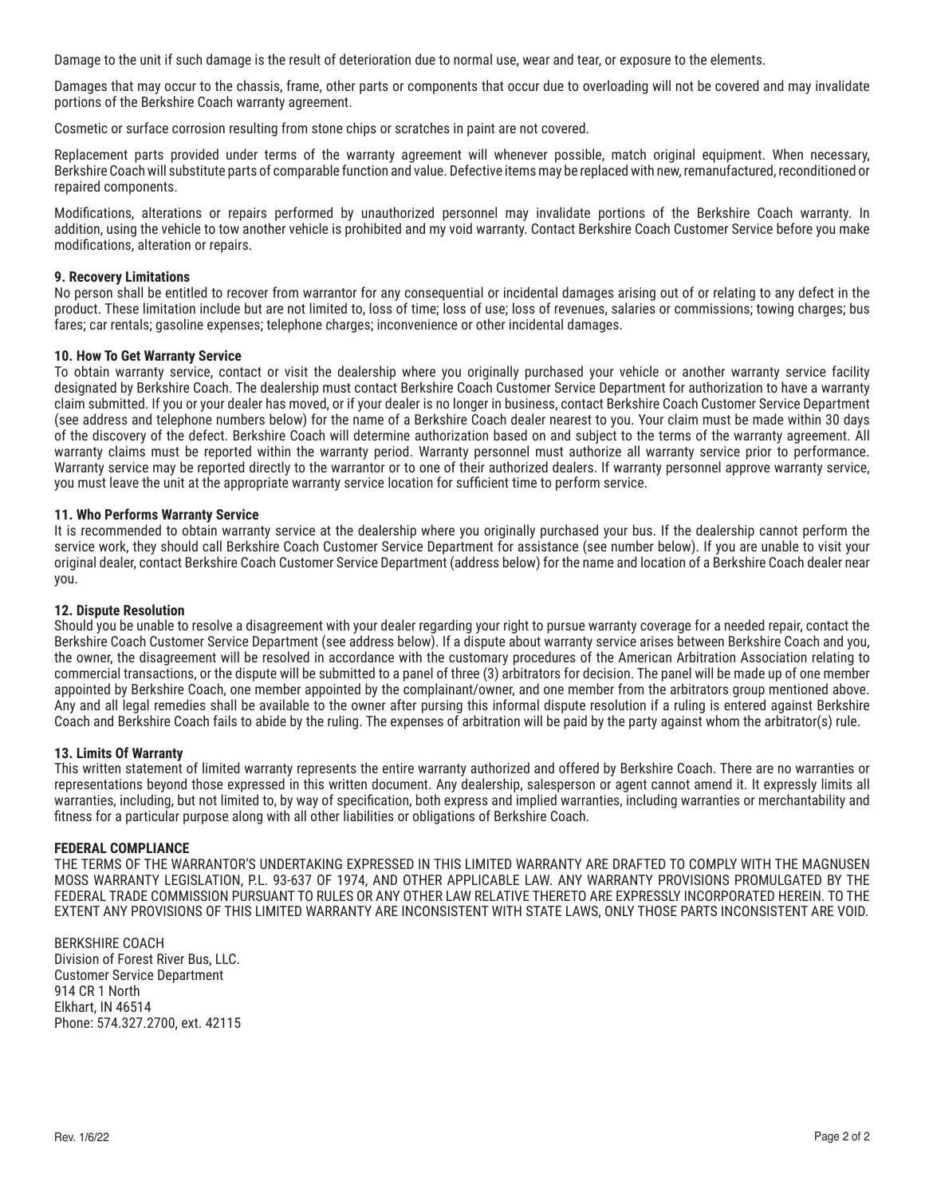Damage to the unit if such damage is the result of deterioration due to normal use, wear and tear, or exposure to the elements.

Damages that may occur to the chassis, frame, other parts or components that occur due to overloading will not be covered and may invalidate portions of the Berkshire Coach warranty agreement.

Cosmetic or surface corrosion resulting from stone chips or scratches in paint are not covered.

Replacement parts provided under terms of the warranty agreement will whenever possible, match original equipment. When necessary, Berkshire Coach will substitute parts of comparable function and value. Defective items may be replaced with new, remanufactured, reconditioned or repaired components.

Modifications, alterations or repairs performed by unauthorized personnel may invalidate portions of the Berkshire Coach warranty. In addition, using the vehicle to tow another vehicle is prohibited and my void warranty. Contact Berkshire Coach Customer Service before you make modifications, alteration or repairs.

### 9. Recovery Limitations

No person shall be entitled to recover from warrantor for any consequential or incidental damages arising out of or relating to any defect in the product. These limitation include but are not limited to, loss of time; loss of use; loss of revenues, salaries or commissions; towing charges; bus fares; car rentals; gasoline expenses; telephone charges; inconvenience or other incidental damages.

### 10. How To Get Warranty Service

To obtain warranty service, contact or visit the dealership where you originally purchased your vehicle or another warranty service facility designated by Berkshire Coach. The dealership must contact Berkshire Coach Customer Service Department for authorization to have a warranty claim submitted. If you or your dealer has moved, or if your dealer is no longer in business, contact Berkshire Coach Customer Service Department (see address and telephone numbers below) for the name of a Berkshire Coach dealer nearest to you. Your claim must be made within 30 days of the discovery of the defect. Berkshire Coach will determine authorization based on and subject to the terms of the warranty agreement. All warranty claims must be reported within the warranty period. Warranty personnel must authorize all warranty service prior to performance. Warranty service may be reported directly to the warrantor or to one of their authorized dealers. If warranty personnel approve warranty service, you must leave the unit at the appropriate warranty service location for sufficient time to perform service.

### 11. Who Performs Warranty Service

It is recommended to obtain warranty service at the dealership where you originally purchased your bus. If the dealership cannot perform the service work, they should call Berkshire Coach Customer Service Department for assistance (see number below). If you are unable to visit your original dealer, contact Berkshire Coach Customer Service Department (address below) for the name and location of a Berkshire Coach dealer near you.

### 12. Dispute Resolution

Should you be unable to resolve a disagreement with your dealer regarding your right to pursue warranty coverage for a needed repair, contact the Berkshire Coach Customer Service Department (see address below). If a dispute about warranty service arises between Berkshire Coach and you, the owner, the disagreement will be resolved in accordance with the customary procedures of the American Arbitration Association relating to commercial transactions, or the dispute will be submitted to a panel of three (3) arbitrators for decision. The panel will be made up of one member appointed by Berkshire Coach, one member appointed by the complainant/owner, and one member from the arbitrators group mentioned above. Any and all legal remedies shall be available to the owner after pursing this informal dispute resolution if a ruling is entered against Berkshire Coach and Berkshire Coach fails to abide by the ruling. The expenses of arbitration will be paid by the party against whom the arbitrator(s) rule.

### 13. Limits Of Warranty

This written statement of limited warranty represents the entire warranty authorized and offered by Berkshire Coach. There are no warranties or representations beyond those expressed in this written document. Any dealership, salesperson or agent cannot amend it. It expressly limits all warranties, including, but not limited to, by way of specification, both express and implied warranties, including warranties or merchantability and fitness for a particular purpose along with all other liabilities or obligations of Berkshire Coach.

### FEDERAL COMPLIANCE

THE TERMS OF THE WARRANTOR'S UNDERTAKING EXPRESSED IN THIS LIMITED WARRANTY ARE DRAFTED TO COMPLY WITH THE MAGNUSEN MOSS WARRANTY LEGISLATION, P.L. 93-637 OF 1974, AND OTHER APPLICABLE LAW. ANY WARRANTY PROVISIONS PROMULGATED BY THE FEDERAL TRADE COMMISSION PURSUANT TO RULES OR ANY OTHER LAW RELATIVE THERETO ARE EXPRESSLY INCORPORATED HEREIN. TO THE EXTENT ANY PROVISIONS OF THIS LIMITED WARRANTY ARE INCONSISTENT WITH STATE LAWS, ONLY THOSE PARTS INCONSISTENT ARE VOID.

BERKSHIRE COACH
Division of Forest River Bus, LLC.
Customer Service Department
914 CR 1 North
Elkhart, IN 46514
Phone: 574.327.2700, ext. 42115

Rev. 1/6/22